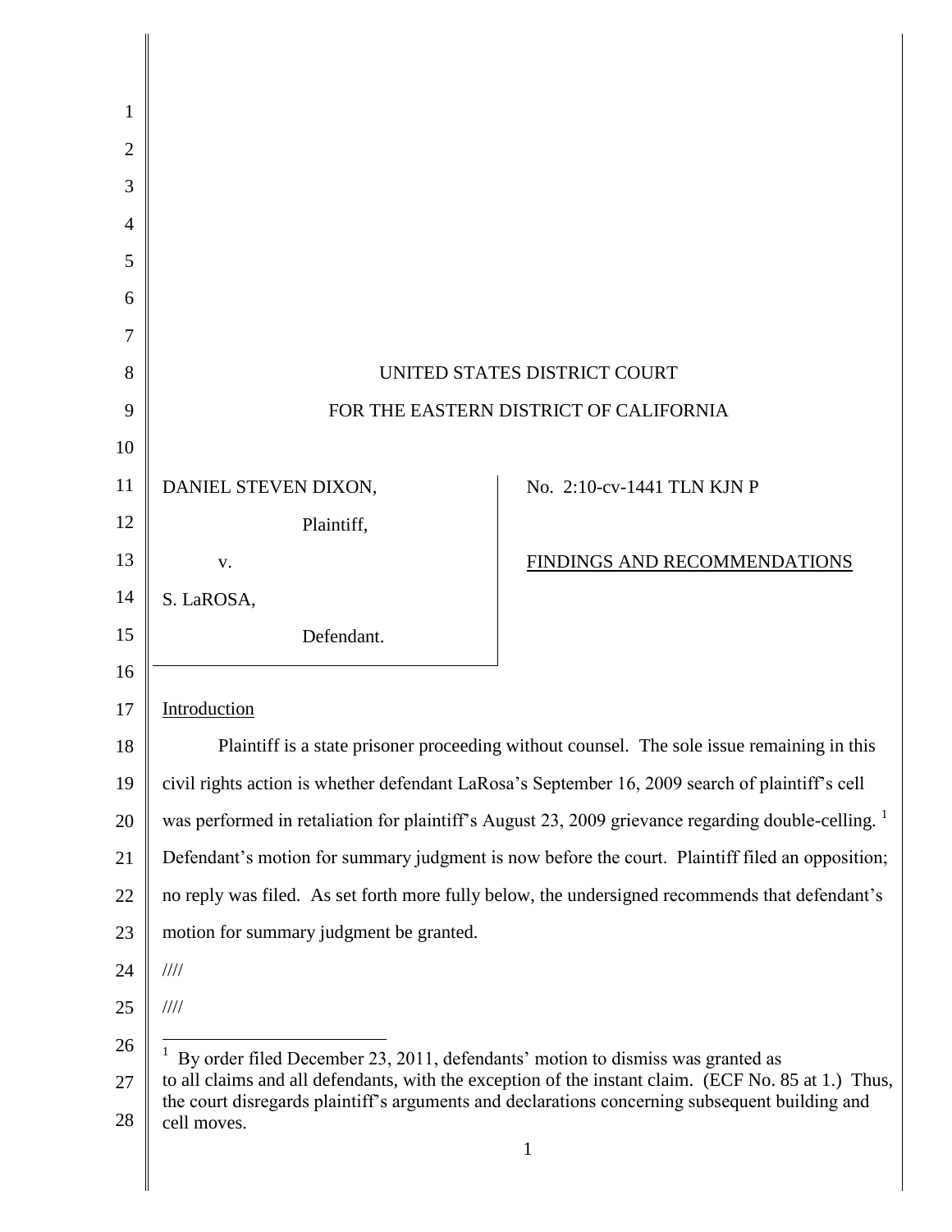UNITED STATES DISTRICT COURT

FOR THE EASTERN DISTRICT OF CALIFORNIA

| | |
|---|---|
| DANIEL STEVEN DIXON, Plaintiff, v. S. LaROSA, Defendant. | No. 2:10-cv-1441 TLN KJN P <br> FINDINGS AND RECOMMENDATIONS |

Introduction

Plaintiff is a state prisoner proceeding without counsel. The sole issue remaining in this civil rights action is whether defendant LaRosa's September 16, 2009 search of plaintiff's cell was performed in retaliation for plaintiff's August 23, 2009 grievance regarding double-celling. [1] Defendant's motion for summary judgment is now before the court. Plaintiff filed an opposition; no reply was filed. As set forth more fully below, the undersigned recommends that defendant's motion for summary judgment be granted.

////

////

[1] By order filed December 23, 2011, defendants' motion to dismiss was granted as to all claims and all defendants, with the exception of the instant claim. (ECF No. 85 at 1.) Thus, the court disregards plaintiff's arguments and declarations concerning subsequent building and cell moves.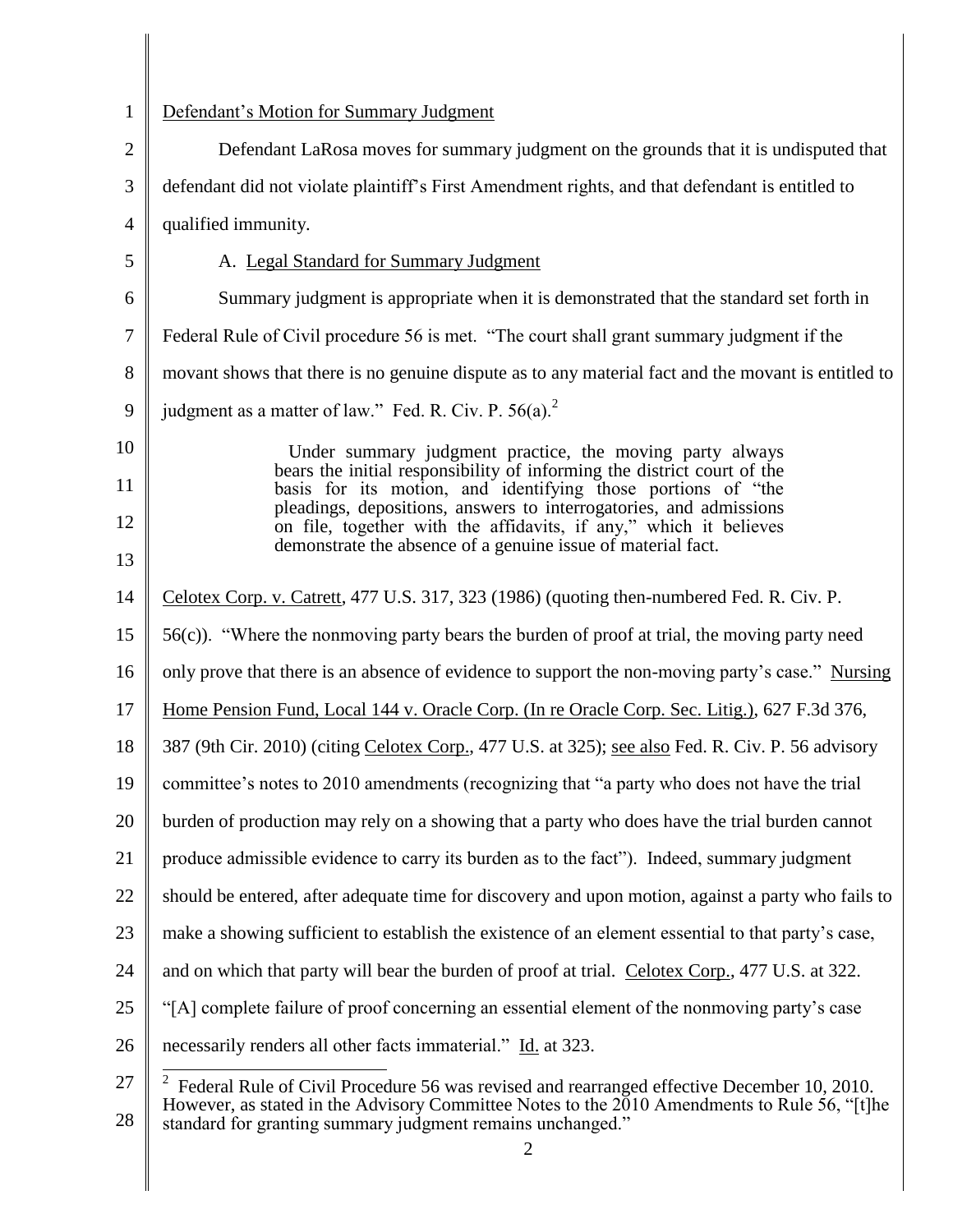Defendant's Motion for Summary Judgment

Defendant LaRosa moves for summary judgment on the grounds that it is undisputed that defendant did not violate plaintiff's First Amendment rights, and that defendant is entitled to qualified immunity.

A. Legal Standard for Summary Judgment

Summary judgment is appropriate when it is demonstrated that the standard set forth in Federal Rule of Civil procedure 56 is met. "The court shall grant summary judgment if the movant shows that there is no genuine dispute as to any material fact and the movant is entitled to judgment as a matter of law." Fed. R. Civ. P. 56(a).[2]

> Under summary judgment practice, the moving party always bears the initial responsibility of informing the district court of the basis for its motion, and identifying those portions of "the pleadings, depositions, answers to interrogatories, and admissions on file, together with the affidavits, if any," which it believes demonstrate the absence of a genuine issue of material fact.

Celotex Corp. v. Catrett, 477 U.S. 317, 323 (1986) (quoting then-numbered Fed. R. Civ. P. 56(c)). "Where the nonmoving party bears the burden of proof at trial, the moving party need only prove that there is an absence of evidence to support the non-moving party's case." Nursing Home Pension Fund, Local 144 v. Oracle Corp. (In re Oracle Corp. Sec. Litig.), 627 F.3d 376, 387 (9th Cir. 2010) (citing Celotex Corp., 477 U.S. at 325); see also Fed. R. Civ. P. 56 advisory committee's notes to 2010 amendments (recognizing that "a party who does not have the trial burden of production may rely on a showing that a party who does have the trial burden cannot produce admissible evidence to carry its burden as to the fact"). Indeed, summary judgment should be entered, after adequate time for discovery and upon motion, against a party who fails to make a showing sufficient to establish the existence of an element essential to that party's case, and on which that party will bear the burden of proof at trial. Celotex Corp., 477 U.S. at 322. "[A] complete failure of proof concerning an essential element of the nonmoving party's case necessarily renders all other facts immaterial." Id. at 323.

[2] Federal Rule of Civil Procedure 56 was revised and rearranged effective December 10, 2010. However, as stated in the Advisory Committee Notes to the 2010 Amendments to Rule 56, "[t]he standard for granting summary judgment remains unchanged."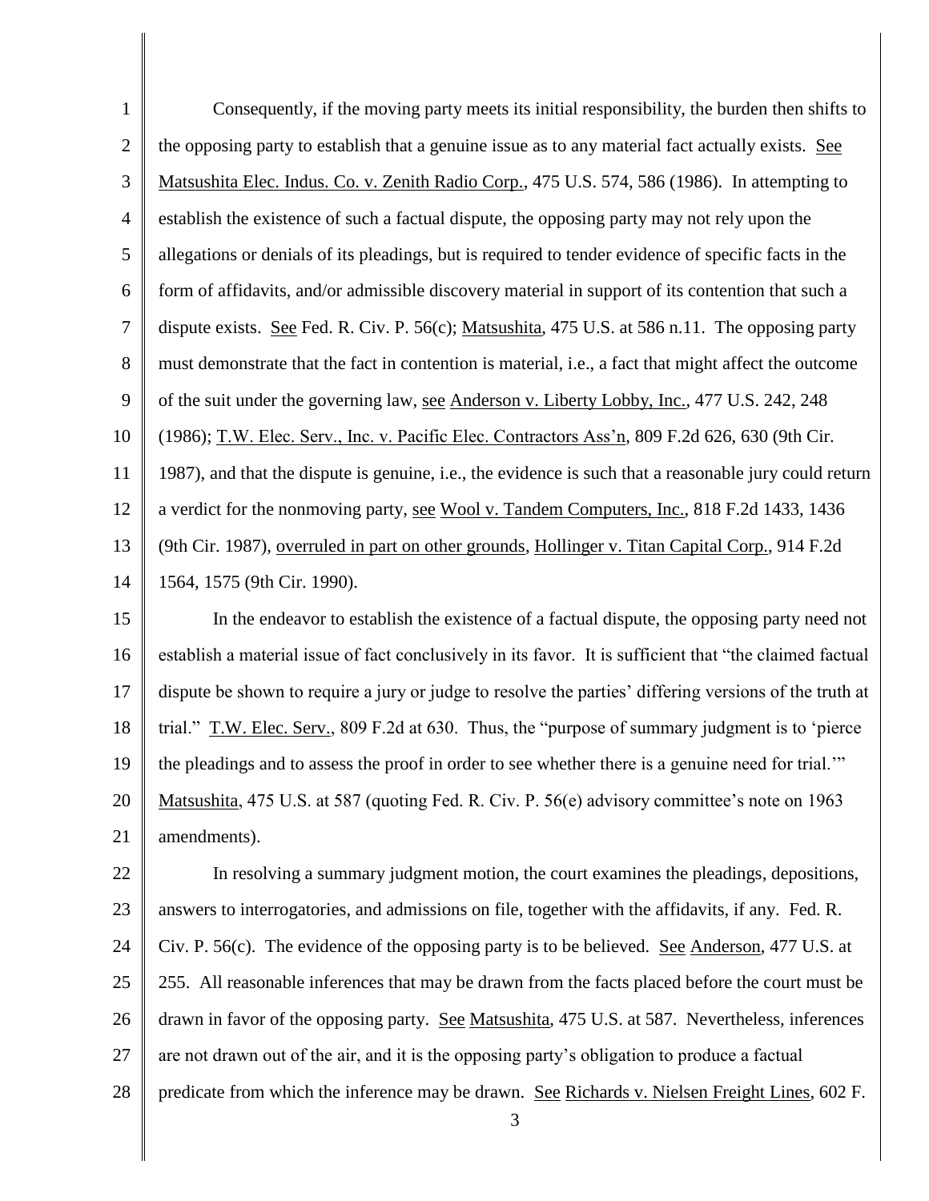Consequently, if the moving party meets its initial responsibility, the burden then shifts to the opposing party to establish that a genuine issue as to any material fact actually exists. See Matsushita Elec. Indus. Co. v. Zenith Radio Corp., 475 U.S. 574, 586 (1986). In attempting to establish the existence of such a factual dispute, the opposing party may not rely upon the allegations or denials of its pleadings, but is required to tender evidence of specific facts in the form of affidavits, and/or admissible discovery material in support of its contention that such a dispute exists. See Fed. R. Civ. P. 56(c); Matsushita, 475 U.S. at 586 n.11. The opposing party must demonstrate that the fact in contention is material, i.e., a fact that might affect the outcome of the suit under the governing law, see Anderson v. Liberty Lobby, Inc., 477 U.S. 242, 248 (1986); T.W. Elec. Serv., Inc. v. Pacific Elec. Contractors Ass'n, 809 F.2d 626, 630 (9th Cir. 1987), and that the dispute is genuine, i.e., the evidence is such that a reasonable jury could return a verdict for the nonmoving party, see Wool v. Tandem Computers, Inc., 818 F.2d 1433, 1436 (9th Cir. 1987), overruled in part on other grounds, Hollinger v. Titan Capital Corp., 914 F.2d 1564, 1575 (9th Cir. 1990).

In the endeavor to establish the existence of a factual dispute, the opposing party need not establish a material issue of fact conclusively in its favor. It is sufficient that "the claimed factual dispute be shown to require a jury or judge to resolve the parties' differing versions of the truth at trial." T.W. Elec. Serv., 809 F.2d at 630. Thus, the "purpose of summary judgment is to 'pierce the pleadings and to assess the proof in order to see whether there is a genuine need for trial.'" Matsushita, 475 U.S. at 587 (quoting Fed. R. Civ. P. 56(e) advisory committee's note on 1963 amendments).

In resolving a summary judgment motion, the court examines the pleadings, depositions, answers to interrogatories, and admissions on file, together with the affidavits, if any. Fed. R. Civ. P. 56(c). The evidence of the opposing party is to be believed. See Anderson, 477 U.S. at 255. All reasonable inferences that may be drawn from the facts placed before the court must be drawn in favor of the opposing party. See Matsushita, 475 U.S. at 587. Nevertheless, inferences are not drawn out of the air, and it is the opposing party's obligation to produce a factual predicate from which the inference may be drawn. See Richards v. Nielsen Freight Lines, 602 F.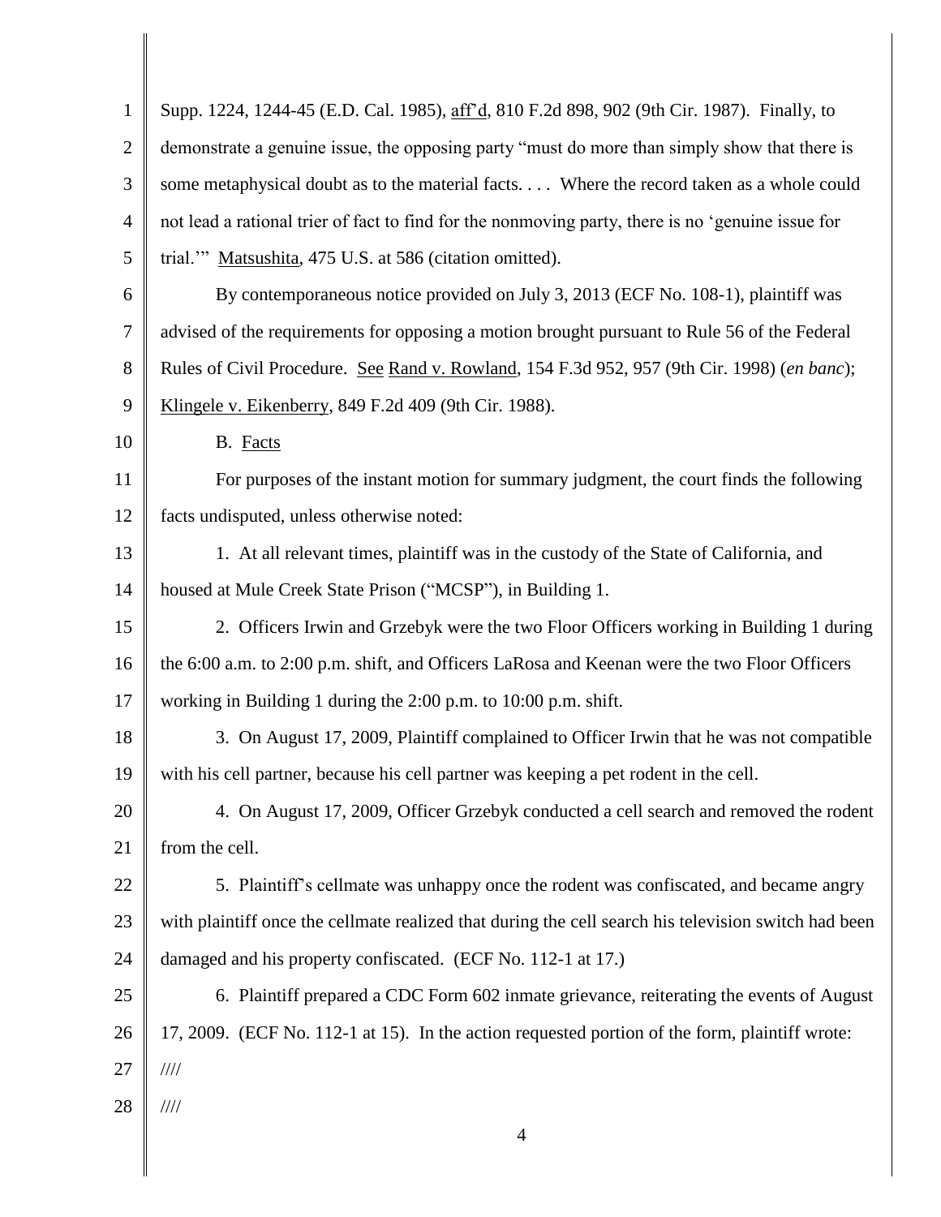Supp. 1224, 1244-45 (E.D. Cal. 1985), aff'd, 810 F.2d 898, 902 (9th Cir. 1987). Finally, to demonstrate a genuine issue, the opposing party "must do more than simply show that there is some metaphysical doubt as to the material facts. . . . Where the record taken as a whole could not lead a rational trier of fact to find for the nonmoving party, there is no 'genuine issue for trial.'" Matsushita, 475 U.S. at 586 (citation omitted).

By contemporaneous notice provided on July 3, 2013 (ECF No. 108-1), plaintiff was advised of the requirements for opposing a motion brought pursuant to Rule 56 of the Federal Rules of Civil Procedure. See Rand v. Rowland, 154 F.3d 952, 957 (9th Cir. 1998) (*en banc*); Klingele v. Eikenberry, 849 F.2d 409 (9th Cir. 1988).

B. Facts

For purposes of the instant motion for summary judgment, the court finds the following facts undisputed, unless otherwise noted:

1. At all relevant times, plaintiff was in the custody of the State of California, and housed at Mule Creek State Prison ("MCSP"), in Building 1.

2. Officers Irwin and Grzebyk were the two Floor Officers working in Building 1 during the 6:00 a.m. to 2:00 p.m. shift, and Officers LaRosa and Keenan were the two Floor Officers working in Building 1 during the 2:00 p.m. to 10:00 p.m. shift.

3. On August 17, 2009, Plaintiff complained to Officer Irwin that he was not compatible with his cell partner, because his cell partner was keeping a pet rodent in the cell.

4. On August 17, 2009, Officer Grzebyk conducted a cell search and removed the rodent from the cell.

5. Plaintiff's cellmate was unhappy once the rodent was confiscated, and became angry with plaintiff once the cellmate realized that during the cell search his television switch had been damaged and his property confiscated. (ECF No. 112-1 at 17.)

6. Plaintiff prepared a CDC Form 602 inmate grievance, reiterating the events of August 17, 2009. (ECF No. 112-1 at 15). In the action requested portion of the form, plaintiff wrote:

////

////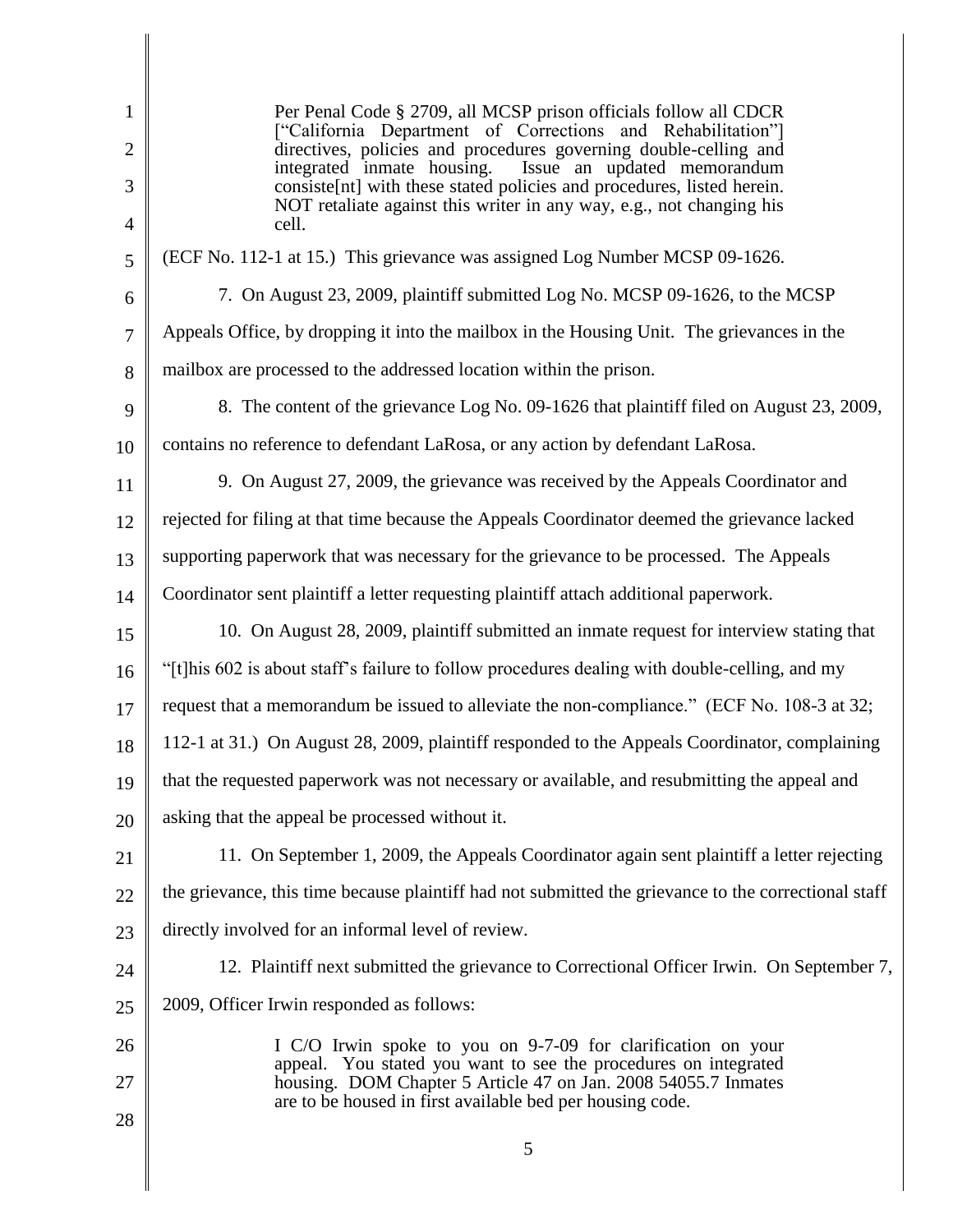> Per Penal Code § 2709, all MCSP prison officials follow all CDCR ["California Department of Corrections and Rehabilitation"] directives, policies and procedures governing double-celling and integrated inmate housing. Issue an updated memorandum consiste[nt] with these stated policies and procedures, listed herein. NOT retaliate against this writer in any way, e.g., not changing his cell.

(ECF No. 112-1 at 15.) This grievance was assigned Log Number MCSP 09-1626.

7. On August 23, 2009, plaintiff submitted Log No. MCSP 09-1626, to the MCSP Appeals Office, by dropping it into the mailbox in the Housing Unit. The grievances in the mailbox are processed to the addressed location within the prison.

8. The content of the grievance Log No. 09-1626 that plaintiff filed on August 23, 2009, contains no reference to defendant LaRosa, or any action by defendant LaRosa.

9. On August 27, 2009, the grievance was received by the Appeals Coordinator and rejected for filing at that time because the Appeals Coordinator deemed the grievance lacked supporting paperwork that was necessary for the grievance to be processed. The Appeals Coordinator sent plaintiff a letter requesting plaintiff attach additional paperwork.

10. On August 28, 2009, plaintiff submitted an inmate request for interview stating that "[t]his 602 is about staff's failure to follow procedures dealing with double-celling, and my request that a memorandum be issued to alleviate the non-compliance." (ECF No. 108-3 at 32; 112-1 at 31.) On August 28, 2009, plaintiff responded to the Appeals Coordinator, complaining that the requested paperwork was not necessary or available, and resubmitting the appeal and asking that the appeal be processed without it.

11. On September 1, 2009, the Appeals Coordinator again sent plaintiff a letter rejecting the grievance, this time because plaintiff had not submitted the grievance to the correctional staff directly involved for an informal level of review.

12. Plaintiff next submitted the grievance to Correctional Officer Irwin. On September 7, 2009, Officer Irwin responded as follows:

> I C/O Irwin spoke to you on 9-7-09 for clarification on your appeal. You stated you want to see the procedures on integrated housing. DOM Chapter 5 Article 47 on Jan. 2008 54055.7 Inmates are to be housed in first available bed per housing code.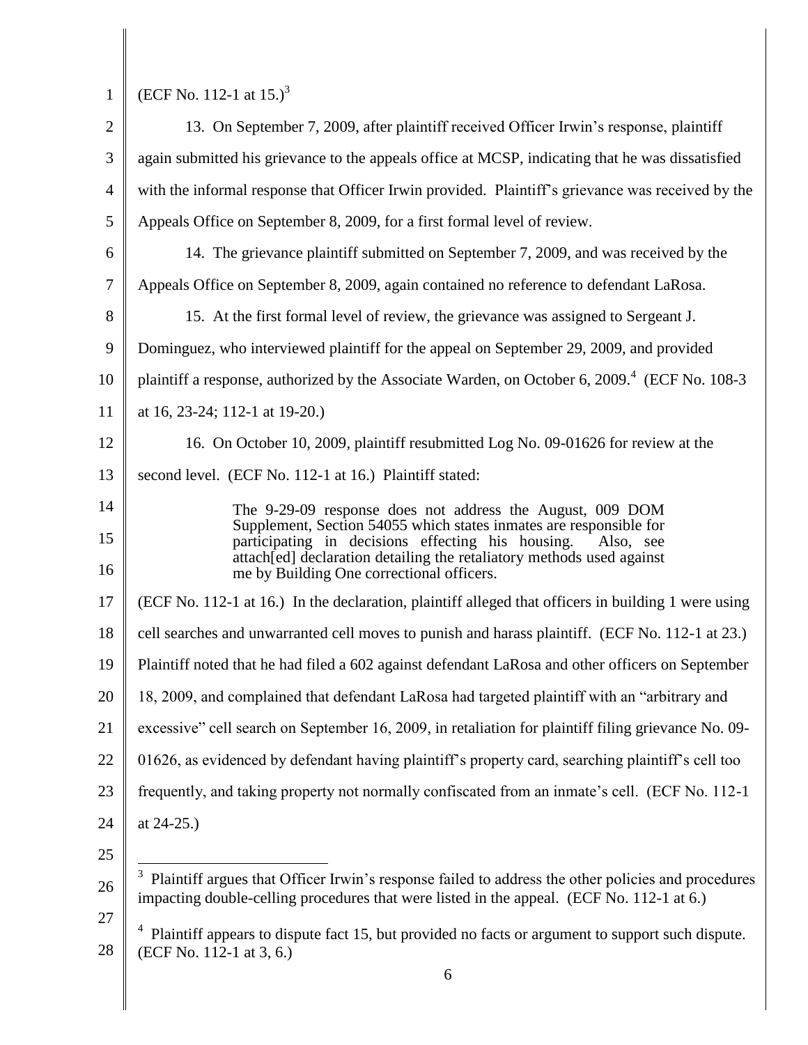(ECF No. 112-1 at 15.)[3]

13. On September 7, 2009, after plaintiff received Officer Irwin's response, plaintiff again submitted his grievance to the appeals office at MCSP, indicating that he was dissatisfied with the informal response that Officer Irwin provided. Plaintiff's grievance was received by the Appeals Office on September 8, 2009, for a first formal level of review.

14. The grievance plaintiff submitted on September 7, 2009, and was received by the Appeals Office on September 8, 2009, again contained no reference to defendant LaRosa.

15. At the first formal level of review, the grievance was assigned to Sergeant J. Dominguez, who interviewed plaintiff for the appeal on September 29, 2009, and provided plaintiff a response, authorized by the Associate Warden, on October 6, 2009.[4] (ECF No. 108-3 at 16, 23-24; 112-1 at 19-20.)

16. On October 10, 2009, plaintiff resubmitted Log No. 09-01626 for review at the second level. (ECF No. 112-1 at 16.) Plaintiff stated:

> The 9-29-09 response does not address the August, 009 DOM Supplement, Section 54055 which states inmates are responsible for participating in decisions effecting his housing. Also, see attach[ed] declaration detailing the retaliatory methods used against me by Building One correctional officers.

(ECF No. 112-1 at 16.) In the declaration, plaintiff alleged that officers in building 1 were using cell searches and unwarranted cell moves to punish and harass plaintiff. (ECF No. 112-1 at 23.) Plaintiff noted that he had filed a 602 against defendant LaRosa and other officers on September 18, 2009, and complained that defendant LaRosa had targeted plaintiff with an "arbitrary and excessive" cell search on September 16, 2009, in retaliation for plaintiff filing grievance No. 09-01626, as evidenced by defendant having plaintiff's property card, searching plaintiff's cell too frequently, and taking property not normally confiscated from an inmate's cell. (ECF No. 112-1 at 24-25.)

---

[3] Plaintiff argues that Officer Irwin's response failed to address the other policies and procedures impacting double-celling procedures that were listed in the appeal. (ECF No. 112-1 at 6.)

[4] Plaintiff appears to dispute fact 15, but provided no facts or argument to support such dispute. (ECF No. 112-1 at 3, 6.)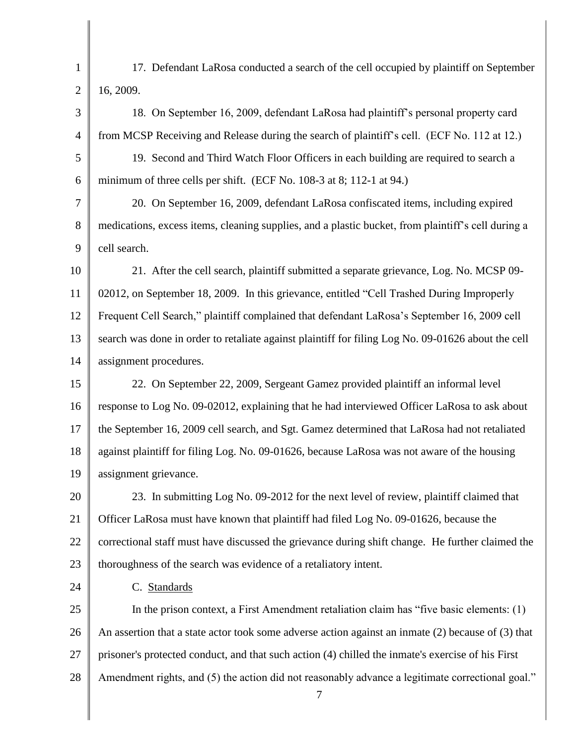17. Defendant LaRosa conducted a search of the cell occupied by plaintiff on September 16, 2009.

18. On September 16, 2009, defendant LaRosa had plaintiff's personal property card from MCSP Receiving and Release during the search of plaintiff's cell. (ECF No. 112 at 12.)

19. Second and Third Watch Floor Officers in each building are required to search a minimum of three cells per shift. (ECF No. 108-3 at 8; 112-1 at 94.)

20. On September 16, 2009, defendant LaRosa confiscated items, including expired medications, excess items, cleaning supplies, and a plastic bucket, from plaintiff's cell during a cell search.

21. After the cell search, plaintiff submitted a separate grievance, Log. No. MCSP 09-02012, on September 18, 2009. In this grievance, entitled "Cell Trashed During Improperly Frequent Cell Search," plaintiff complained that defendant LaRosa's September 16, 2009 cell search was done in order to retaliate against plaintiff for filing Log No. 09-01626 about the cell assignment procedures.

22. On September 22, 2009, Sergeant Gamez provided plaintiff an informal level response to Log No. 09-02012, explaining that he had interviewed Officer LaRosa to ask about the September 16, 2009 cell search, and Sgt. Gamez determined that LaRosa had not retaliated against plaintiff for filing Log. No. 09-01626, because LaRosa was not aware of the housing assignment grievance.

23. In submitting Log No. 09-2012 for the next level of review, plaintiff claimed that Officer LaRosa must have known that plaintiff had filed Log No. 09-01626, because the correctional staff must have discussed the grievance during shift change. He further claimed the thoroughness of the search was evidence of a retaliatory intent.

C. Standards

In the prison context, a First Amendment retaliation claim has "five basic elements: (1) An assertion that a state actor took some adverse action against an inmate (2) because of (3) that prisoner's protected conduct, and that such action (4) chilled the inmate's exercise of his First Amendment rights, and (5) the action did not reasonably advance a legitimate correctional goal."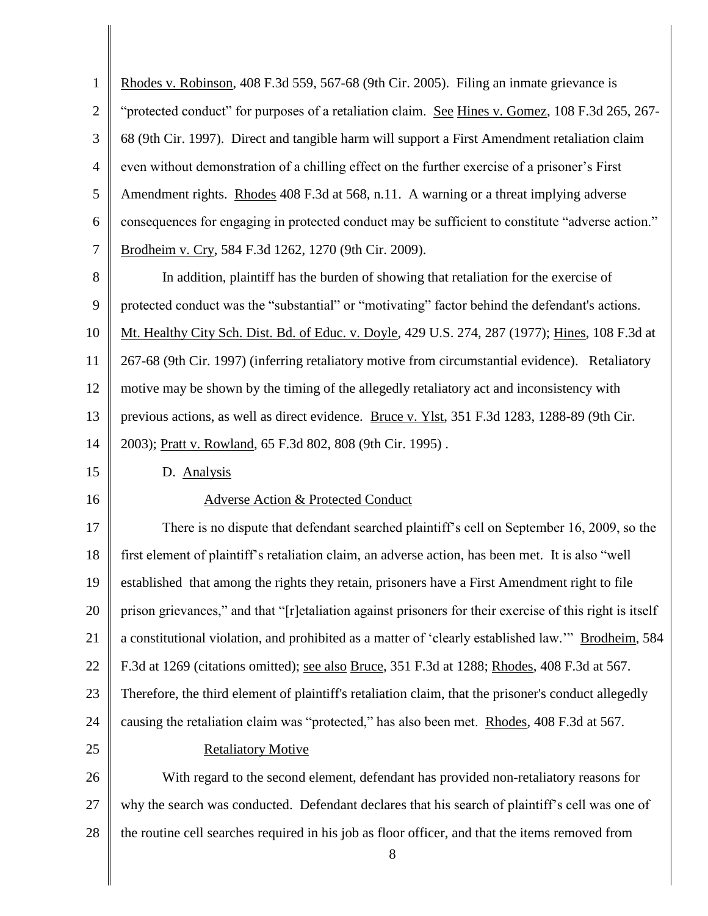Rhodes v. Robinson, 408 F.3d 559, 567-68 (9th Cir. 2005). Filing an inmate grievance is "protected conduct" for purposes of a retaliation claim. See Hines v. Gomez, 108 F.3d 265, 267-68 (9th Cir. 1997). Direct and tangible harm will support a First Amendment retaliation claim even without demonstration of a chilling effect on the further exercise of a prisoner's First Amendment rights. Rhodes 408 F.3d at 568, n.11. A warning or a threat implying adverse consequences for engaging in protected conduct may be sufficient to constitute "adverse action." Brodheim v. Cry, 584 F.3d 1262, 1270 (9th Cir. 2009).

In addition, plaintiff has the burden of showing that retaliation for the exercise of protected conduct was the "substantial" or "motivating" factor behind the defendant's actions. Mt. Healthy City Sch. Dist. Bd. of Educ. v. Doyle, 429 U.S. 274, 287 (1977); Hines, 108 F.3d at 267-68 (9th Cir. 1997) (inferring retaliatory motive from circumstantial evidence). Retaliatory motive may be shown by the timing of the allegedly retaliatory act and inconsistency with previous actions, as well as direct evidence. Bruce v. Ylst, 351 F.3d 1283, 1288-89 (9th Cir. 2003); Pratt v. Rowland, 65 F.3d 802, 808 (9th Cir. 1995) .

D. Analysis

Adverse Action & Protected Conduct

There is no dispute that defendant searched plaintiff's cell on September 16, 2009, so the first element of plaintiff's retaliation claim, an adverse action, has been met. It is also "well established that among the rights they retain, prisoners have a First Amendment right to file prison grievances," and that "[r]etaliation against prisoners for their exercise of this right is itself a constitutional violation, and prohibited as a matter of 'clearly established law.'" Brodheim, 584 F.3d at 1269 (citations omitted); see also Bruce, 351 F.3d at 1288; Rhodes, 408 F.3d at 567. Therefore, the third element of plaintiff's retaliation claim, that the prisoner's conduct allegedly causing the retaliation claim was "protected," has also been met. Rhodes, 408 F.3d at 567.

Retaliatory Motive

With regard to the second element, defendant has provided non-retaliatory reasons for why the search was conducted. Defendant declares that his search of plaintiff's cell was one of the routine cell searches required in his job as floor officer, and that the items removed from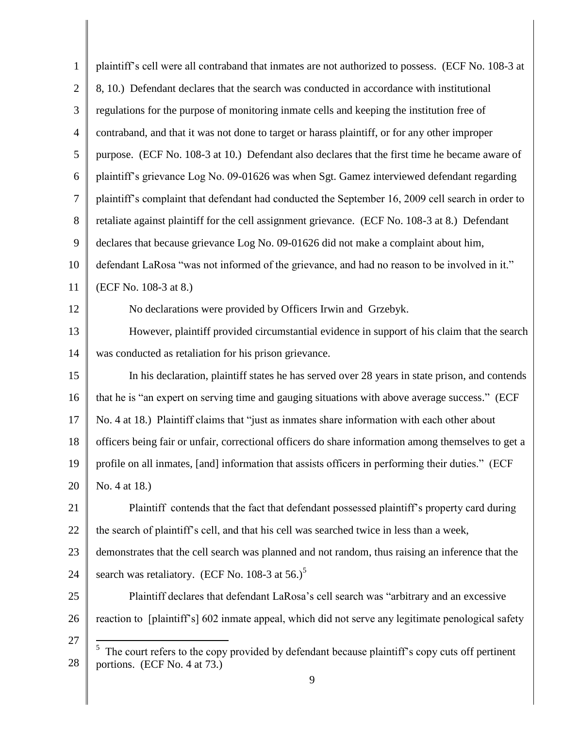plaintiff's cell were all contraband that inmates are not authorized to possess. (ECF No. 108-3 at 8, 10.) Defendant declares that the search was conducted in accordance with institutional regulations for the purpose of monitoring inmate cells and keeping the institution free of contraband, and that it was not done to target or harass plaintiff, or for any other improper purpose. (ECF No. 108-3 at 10.) Defendant also declares that the first time he became aware of plaintiff's grievance Log No. 09-01626 was when Sgt. Gamez interviewed defendant regarding plaintiff's complaint that defendant had conducted the September 16, 2009 cell search in order to retaliate against plaintiff for the cell assignment grievance. (ECF No. 108-3 at 8.) Defendant declares that because grievance Log No. 09-01626 did not make a complaint about him, defendant LaRosa "was not informed of the grievance, and had no reason to be involved in it." (ECF No. 108-3 at 8.)

No declarations were provided by Officers Irwin and Grzebyk.

However, plaintiff provided circumstantial evidence in support of his claim that the search was conducted as retaliation for his prison grievance.

In his declaration, plaintiff states he has served over 28 years in state prison, and contends that he is "an expert on serving time and gauging situations with above average success." (ECF No. 4 at 18.) Plaintiff claims that "just as inmates share information with each other about officers being fair or unfair, correctional officers do share information among themselves to get a profile on all inmates, [and] information that assists officers in performing their duties." (ECF No. 4 at 18.)

Plaintiff contends that the fact that defendant possessed plaintiff's property card during the search of plaintiff's cell, and that his cell was searched twice in less than a week, demonstrates that the cell search was planned and not random, thus raising an inference that the search was retaliatory. (ECF No. 108-3 at 56.)[5]

Plaintiff declares that defendant LaRosa's cell search was "arbitrary and an excessive reaction to [plaintiff's] 602 inmate appeal, which did not serve any legitimate penological safety

[5] The court refers to the copy provided by defendant because plaintiff's copy cuts off pertinent portions. (ECF No. 4 at 73.)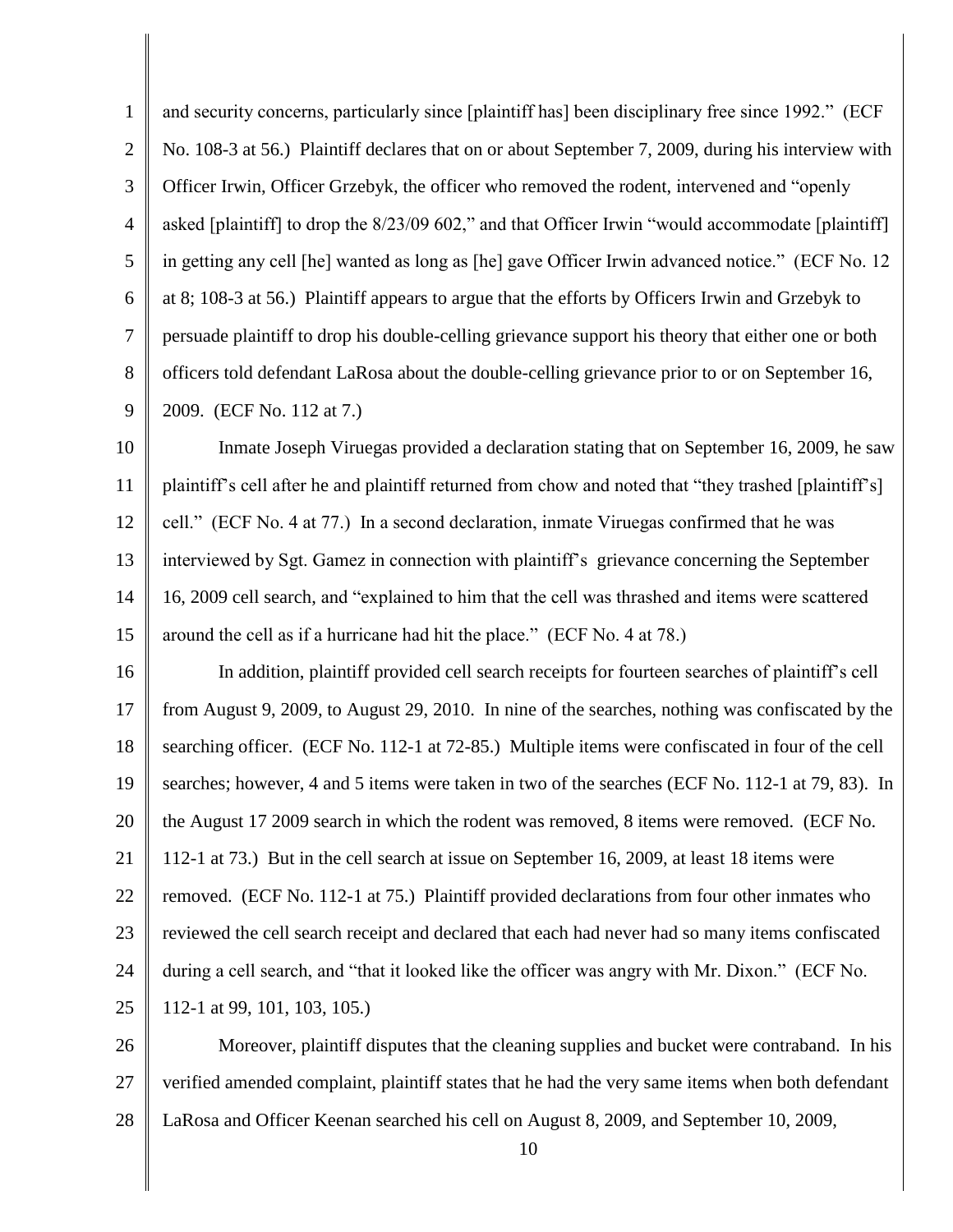and security concerns, particularly since [plaintiff has] been disciplinary free since 1992." (ECF No. 108-3 at 56.) Plaintiff declares that on or about September 7, 2009, during his interview with Officer Irwin, Officer Grzebyk, the officer who removed the rodent, intervened and "openly asked [plaintiff] to drop the 8/23/09 602," and that Officer Irwin "would accommodate [plaintiff] in getting any cell [he] wanted as long as [he] gave Officer Irwin advanced notice." (ECF No. 12 at 8; 108-3 at 56.) Plaintiff appears to argue that the efforts by Officers Irwin and Grzebyk to persuade plaintiff to drop his double-celling grievance support his theory that either one or both officers told defendant LaRosa about the double-celling grievance prior to or on September 16, 2009. (ECF No. 112 at 7.)

Inmate Joseph Viruegas provided a declaration stating that on September 16, 2009, he saw plaintiff's cell after he and plaintiff returned from chow and noted that "they trashed [plaintiff's] cell." (ECF No. 4 at 77.) In a second declaration, inmate Viruegas confirmed that he was interviewed by Sgt. Gamez in connection with plaintiff's grievance concerning the September 16, 2009 cell search, and "explained to him that the cell was thrashed and items were scattered around the cell as if a hurricane had hit the place." (ECF No. 4 at 78.)

In addition, plaintiff provided cell search receipts for fourteen searches of plaintiff's cell from August 9, 2009, to August 29, 2010. In nine of the searches, nothing was confiscated by the searching officer. (ECF No. 112-1 at 72-85.) Multiple items were confiscated in four of the cell searches; however, 4 and 5 items were taken in two of the searches (ECF No. 112-1 at 79, 83). In the August 17 2009 search in which the rodent was removed, 8 items were removed. (ECF No. 112-1 at 73.) But in the cell search at issue on September 16, 2009, at least 18 items were removed. (ECF No. 112-1 at 75.) Plaintiff provided declarations from four other inmates who reviewed the cell search receipt and declared that each had never had so many items confiscated during a cell search, and "that it looked like the officer was angry with Mr. Dixon." (ECF No. 112-1 at 99, 101, 103, 105.)

Moreover, plaintiff disputes that the cleaning supplies and bucket were contraband. In his verified amended complaint, plaintiff states that he had the very same items when both defendant LaRosa and Officer Keenan searched his cell on August 8, 2009, and September 10, 2009,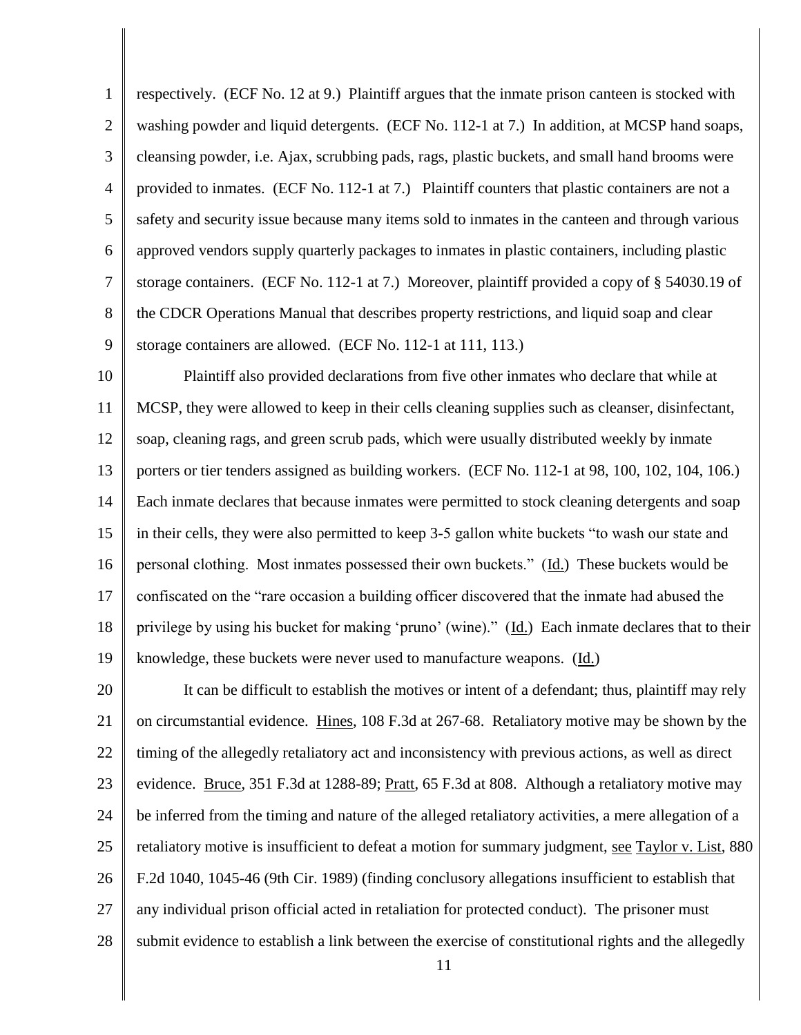respectively. (ECF No. 12 at 9.) Plaintiff argues that the inmate prison canteen is stocked with washing powder and liquid detergents. (ECF No. 112-1 at 7.) In addition, at MCSP hand soaps, cleansing powder, i.e. Ajax, scrubbing pads, rags, plastic buckets, and small hand brooms were provided to inmates. (ECF No. 112-1 at 7.) Plaintiff counters that plastic containers are not a safety and security issue because many items sold to inmates in the canteen and through various approved vendors supply quarterly packages to inmates in plastic containers, including plastic storage containers. (ECF No. 112-1 at 7.) Moreover, plaintiff provided a copy of § 54030.19 of the CDCR Operations Manual that describes property restrictions, and liquid soap and clear storage containers are allowed. (ECF No. 112-1 at 111, 113.)

Plaintiff also provided declarations from five other inmates who declare that while at MCSP, they were allowed to keep in their cells cleaning supplies such as cleanser, disinfectant, soap, cleaning rags, and green scrub pads, which were usually distributed weekly by inmate porters or tier tenders assigned as building workers. (ECF No. 112-1 at 98, 100, 102, 104, 106.) Each inmate declares that because inmates were permitted to stock cleaning detergents and soap in their cells, they were also permitted to keep 3-5 gallon white buckets "to wash our state and personal clothing. Most inmates possessed their own buckets." (Id.) These buckets would be confiscated on the "rare occasion a building officer discovered that the inmate had abused the privilege by using his bucket for making 'pruno' (wine)." (Id.) Each inmate declares that to their knowledge, these buckets were never used to manufacture weapons. (Id.)

It can be difficult to establish the motives or intent of a defendant; thus, plaintiff may rely on circumstantial evidence. Hines, 108 F.3d at 267-68. Retaliatory motive may be shown by the timing of the allegedly retaliatory act and inconsistency with previous actions, as well as direct evidence. Bruce, 351 F.3d at 1288-89; Pratt, 65 F.3d at 808. Although a retaliatory motive may be inferred from the timing and nature of the alleged retaliatory activities, a mere allegation of a retaliatory motive is insufficient to defeat a motion for summary judgment, see Taylor v. List, 880 F.2d 1040, 1045-46 (9th Cir. 1989) (finding conclusory allegations insufficient to establish that any individual prison official acted in retaliation for protected conduct). The prisoner must submit evidence to establish a link between the exercise of constitutional rights and the allegedly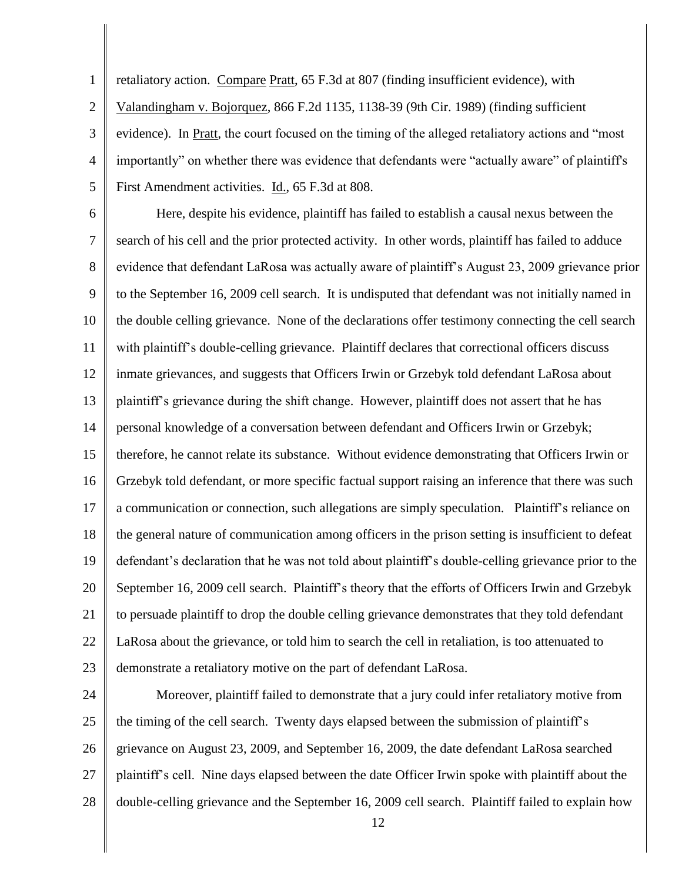retaliatory action. Compare Pratt, 65 F.3d at 807 (finding insufficient evidence), with Valandingham v. Bojorquez, 866 F.2d 1135, 1138-39 (9th Cir. 1989) (finding sufficient evidence). In Pratt, the court focused on the timing of the alleged retaliatory actions and "most importantly" on whether there was evidence that defendants were "actually aware" of plaintiff's First Amendment activities. Id., 65 F.3d at 808.

Here, despite his evidence, plaintiff has failed to establish a causal nexus between the search of his cell and the prior protected activity. In other words, plaintiff has failed to adduce evidence that defendant LaRosa was actually aware of plaintiff's August 23, 2009 grievance prior to the September 16, 2009 cell search. It is undisputed that defendant was not initially named in the double celling grievance. None of the declarations offer testimony connecting the cell search with plaintiff's double-celling grievance. Plaintiff declares that correctional officers discuss inmate grievances, and suggests that Officers Irwin or Grzebyk told defendant LaRosa about plaintiff's grievance during the shift change. However, plaintiff does not assert that he has personal knowledge of a conversation between defendant and Officers Irwin or Grzebyk; therefore, he cannot relate its substance. Without evidence demonstrating that Officers Irwin or Grzebyk told defendant, or more specific factual support raising an inference that there was such a communication or connection, such allegations are simply speculation. Plaintiff's reliance on the general nature of communication among officers in the prison setting is insufficient to defeat defendant's declaration that he was not told about plaintiff's double-celling grievance prior to the September 16, 2009 cell search. Plaintiff's theory that the efforts of Officers Irwin and Grzebyk to persuade plaintiff to drop the double celling grievance demonstrates that they told defendant LaRosa about the grievance, or told him to search the cell in retaliation, is too attenuated to demonstrate a retaliatory motive on the part of defendant LaRosa.

Moreover, plaintiff failed to demonstrate that a jury could infer retaliatory motive from the timing of the cell search. Twenty days elapsed between the submission of plaintiff's grievance on August 23, 2009, and September 16, 2009, the date defendant LaRosa searched plaintiff's cell. Nine days elapsed between the date Officer Irwin spoke with plaintiff about the double-celling grievance and the September 16, 2009 cell search. Plaintiff failed to explain how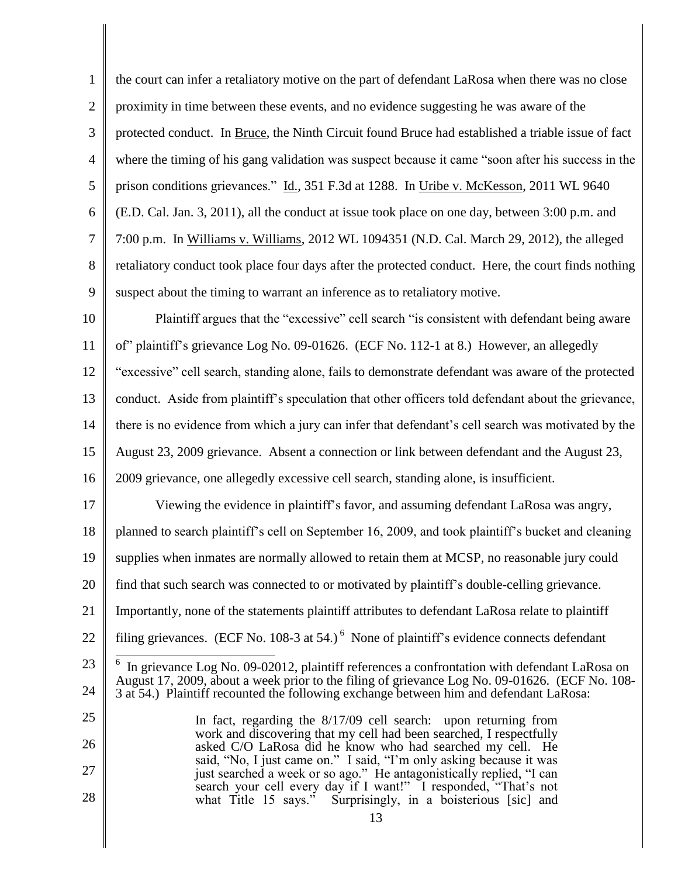the court can infer a retaliatory motive on the part of defendant LaRosa when there was no close proximity in time between these events, and no evidence suggesting he was aware of the protected conduct. In Bruce, the Ninth Circuit found Bruce had established a triable issue of fact where the timing of his gang validation was suspect because it came "soon after his success in the prison conditions grievances." Id., 351 F.3d at 1288. In Uribe v. McKesson, 2011 WL 9640 (E.D. Cal. Jan. 3, 2011), all the conduct at issue took place on one day, between 3:00 p.m. and 7:00 p.m. In Williams v. Williams, 2012 WL 1094351 (N.D. Cal. March 29, 2012), the alleged retaliatory conduct took place four days after the protected conduct. Here, the court finds nothing suspect about the timing to warrant an inference as to retaliatory motive.

Plaintiff argues that the "excessive" cell search "is consistent with defendant being aware of" plaintiff's grievance Log No. 09-01626. (ECF No. 112-1 at 8.) However, an allegedly "excessive" cell search, standing alone, fails to demonstrate defendant was aware of the protected conduct. Aside from plaintiff's speculation that other officers told defendant about the grievance, there is no evidence from which a jury can infer that defendant's cell search was motivated by the August 23, 2009 grievance. Absent a connection or link between defendant and the August 23, 2009 grievance, one allegedly excessive cell search, standing alone, is insufficient.

Viewing the evidence in plaintiff's favor, and assuming defendant LaRosa was angry, planned to search plaintiff's cell on September 16, 2009, and took plaintiff's bucket and cleaning supplies when inmates are normally allowed to retain them at MCSP, no reasonable jury could find that such search was connected to or motivated by plaintiff's double-celling grievance. Importantly, none of the statements plaintiff attributes to defendant LaRosa relate to plaintiff filing grievances. (ECF No. 108-3 at 54.)[6] None of plaintiff's evidence connects defendant

---

[6] In grievance Log No. 09-02012, plaintiff references a confrontation with defendant LaRosa on August 17, 2009, about a week prior to the filing of grievance Log No. 09-01626. (ECF No. 108-3 at 54.) Plaintiff recounted the following exchange between him and defendant LaRosa:

> In fact, regarding the 8/17/09 cell search: upon returning from work and discovering that my cell had been searched, I respectfully asked C/O LaRosa did he know who had searched my cell. He said, "No, I just came on." I said, "I'm only asking because it was just searched a week or so ago." He antagonistically replied, "I can search your cell every day if I want!" I responded, "That's not what Title 15 says." Surprisingly, in a boisterious [sic] and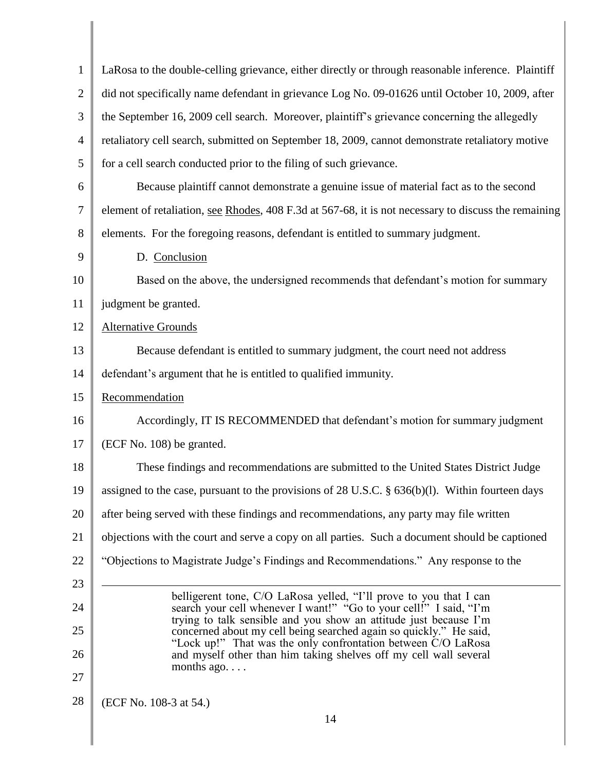LaRosa to the double-celling grievance, either directly or through reasonable inference. Plaintiff did not specifically name defendant in grievance Log No. 09-01626 until October 10, 2009, after the September 16, 2009 cell search. Moreover, plaintiff's grievance concerning the allegedly retaliatory cell search, submitted on September 18, 2009, cannot demonstrate retaliatory motive for a cell search conducted prior to the filing of such grievance.

Because plaintiff cannot demonstrate a genuine issue of material fact as to the second element of retaliation, see Rhodes, 408 F.3d at 567-68, it is not necessary to discuss the remaining elements. For the foregoing reasons, defendant is entitled to summary judgment.

D. Conclusion

Based on the above, the undersigned recommends that defendant's motion for summary judgment be granted.

Alternative Grounds

Because defendant is entitled to summary judgment, the court need not address defendant's argument that he is entitled to qualified immunity.

Recommendation

Accordingly, IT IS RECOMMENDED that defendant's motion for summary judgment (ECF No. 108) be granted.

These findings and recommendations are submitted to the United States District Judge assigned to the case, pursuant to the provisions of 28 U.S.C. § 636(b)(l). Within fourteen days after being served with these findings and recommendations, any party may file written objections with the court and serve a copy on all parties. Such a document should be captioned "Objections to Magistrate Judge's Findings and Recommendations." Any response to the

---

> belligerent tone, C/O LaRosa yelled, "I'll prove to you that I can search your cell whenever I want!" "Go to your cell!" I said, "I'm trying to talk sensible and you show an attitude just because I'm concerned about my cell being searched again so quickly." He said, "Lock up!" That was the only confrontation between C/O LaRosa and myself other than him taking shelves off my cell wall several months ago. . . .

(ECF No. 108-3 at 54.)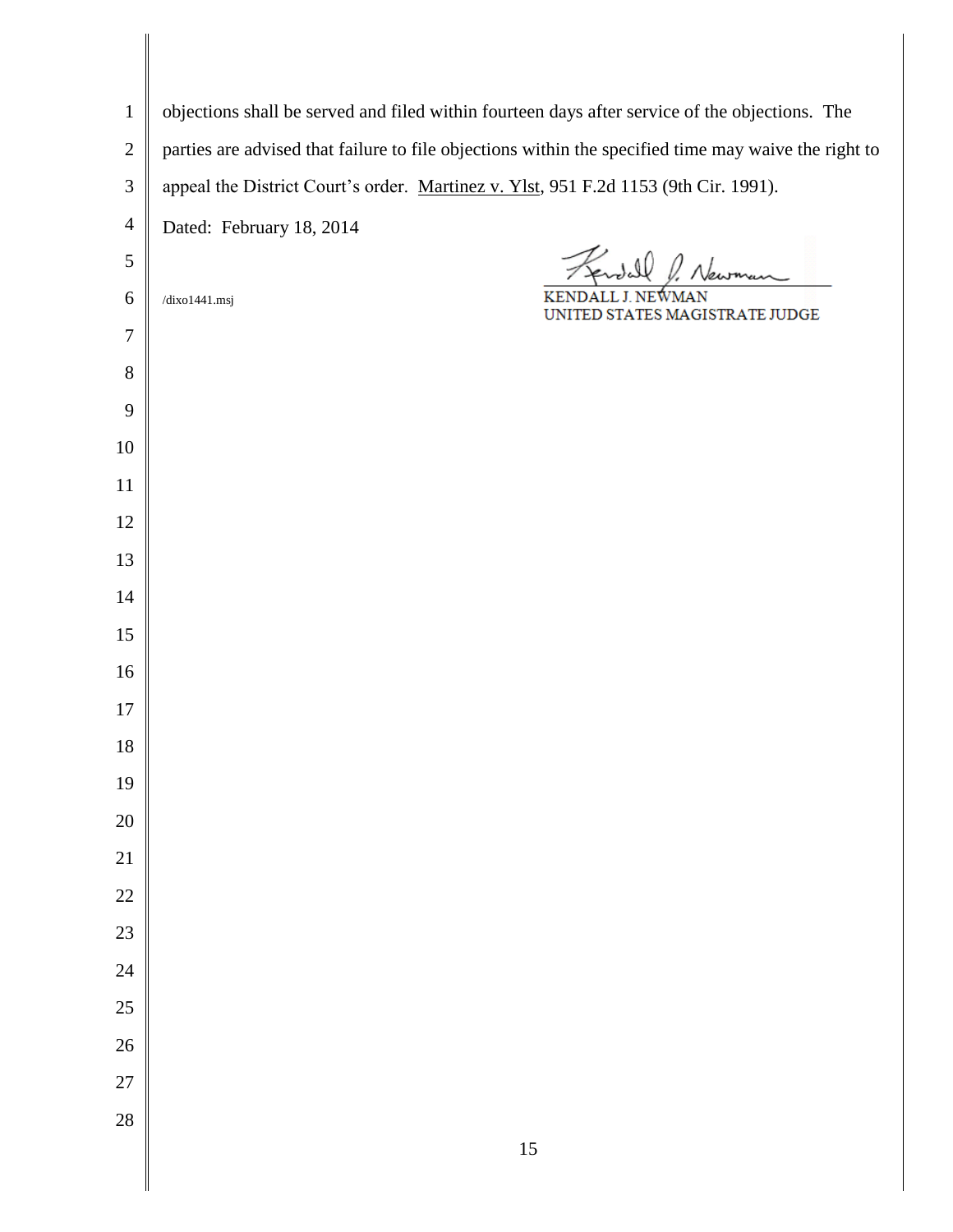objections shall be served and filed within fourteen days after service of the objections. The parties are advised that failure to file objections within the specified time may waive the right to appeal the District Court's order. Martinez v. Ylst, 951 F.2d 1153 (9th Cir. 1991).

Dated: February 18, 2014

KENDALL J. NEWMAN
UNITED STATES MAGISTRATE JUDGE

/dixo1441.msj